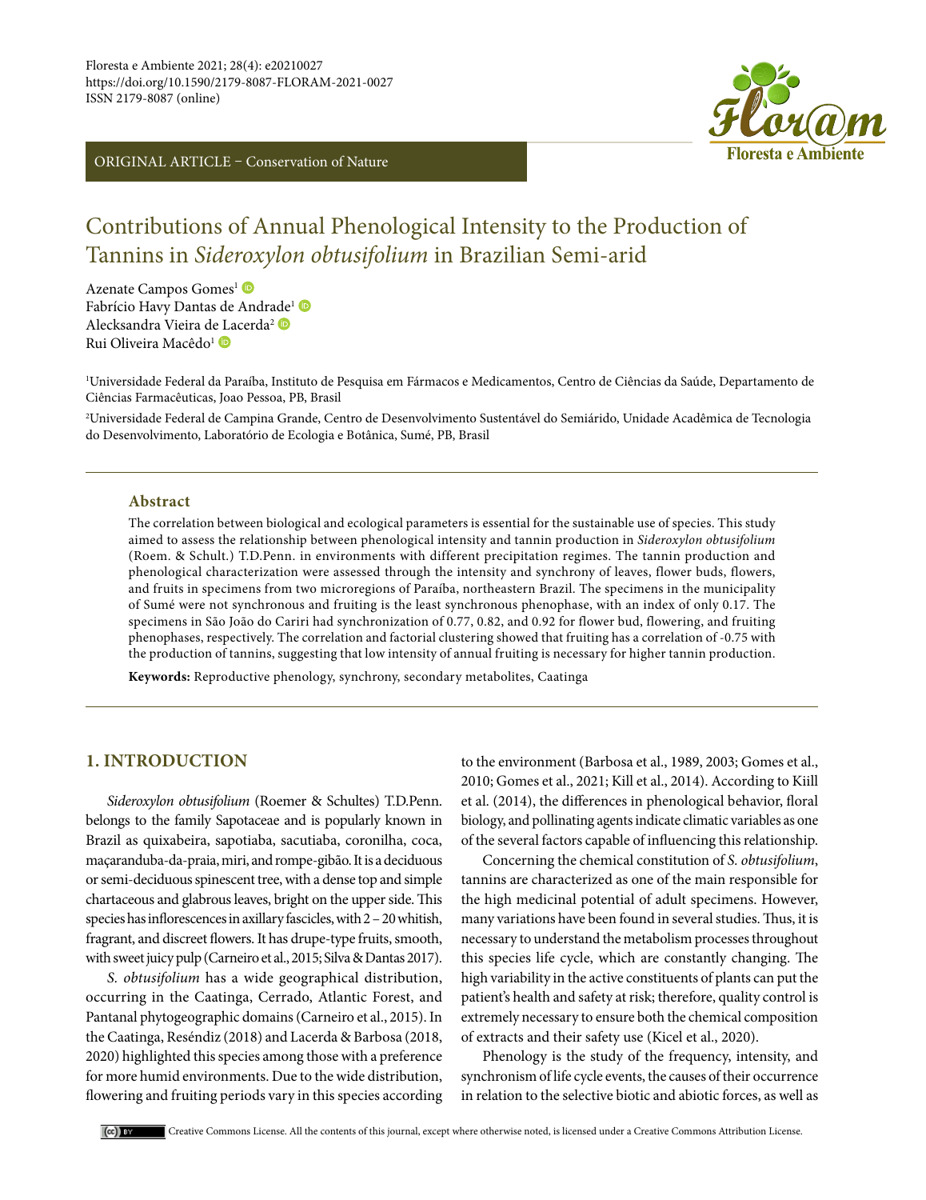ORIGINAL ARTICLE – Conservation of Nature

# Contributions of Annual Phenological Intensity to the Production of Tannins in *Sideroxylon obtusifolium* in Brazilian Semi-arid

Azenate Campos Gomes[1]
Fabrício Havy Dantas de Andrade[1]
Alecksandra Vieira de Lacerda[2]
Rui Oliveira Macêdo[1]

[1]Universidade Federal da Paraíba, Instituto de Pesquisa em Fármacos e Medicamentos, Centro de Ciências da Saúde, Departamento de Ciências Farmacêuticas, Joao Pessoa, PB, Brasil

[2]Universidade Federal de Campina Grande, Centro de Desenvolvimento Sustentável do Semiárido, Unidade Acadêmica de Tecnologia do Desenvolvimento, Laboratório de Ecologia e Botânica, Sumé, PB, Brasil

## Abstract

The correlation between biological and ecological parameters is essential for the sustainable use of species. This study aimed to assess the relationship between phenological intensity and tannin production in *Sideroxylon obtusifolium* (Roem. & Schult.) T.D.Penn. in environments with different precipitation regimes. The tannin production and phenological characterization were assessed through the intensity and synchrony of leaves, flower buds, flowers, and fruits in specimens from two microregions of Paraíba, northeastern Brazil. The specimens in the municipality of Sumé were not synchronous and fruiting is the least synchronous phenophase, with an index of only 0.17. The specimens in São João do Cariri had synchronization of 0.77, 0.82, and 0.92 for flower bud, flowering, and fruiting phenophases, respectively. The correlation and factorial clustering showed that fruiting has a correlation of -0.75 with the production of tannins, suggesting that low intensity of annual fruiting is necessary for higher tannin production.

**Keywords:** Reproductive phenology, synchrony, secondary metabolites, Caatinga

## 1. INTRODUCTION

*Sideroxylon obtusifolium* (Roemer & Schultes) T.D.Penn. belongs to the family Sapotaceae and is popularly known in Brazil as quixabeira, sapotiaba, sacutiaba, coronilha, coca, maçaranduba-da-praia, miri, and rompe-gibão. It is a deciduous or semi-deciduous spinescent tree, with a dense top and simple chartaceous and glabrous leaves, bright on the upper side. This species has inflorescences in axillary fascicles, with 2 – 20 whitish, fragrant, and discreet flowers. It has drupe-type fruits, smooth, with sweet juicy pulp (Carneiro et al., 2015; Silva & Dantas 2017).

*S. obtusifolium* has a wide geographical distribution, occurring in the Caatinga, Cerrado, Atlantic Forest, and Pantanal phytogeographic domains (Carneiro et al., 2015). In the Caatinga, Reséndiz (2018) and Lacerda & Barbosa (2018, 2020) highlighted this species among those with a preference for more humid environments. Due to the wide distribution, flowering and fruiting periods vary in this species according to the environment (Barbosa et al., 1989, 2003; Gomes et al., 2010; Gomes et al., 2021; Kill et al., 2014). According to Kiill et al. (2014), the differences in phenological behavior, floral biology, and pollinating agents indicate climatic variables as one of the several factors capable of influencing this relationship.

Concerning the chemical constitution of *S. obtusifolium*, tannins are characterized as one of the main responsible for the high medicinal potential of adult specimens. However, many variations have been found in several studies. Thus, it is necessary to understand the metabolism processes throughout this species life cycle, which are constantly changing. The high variability in the active constituents of plants can put the patient's health and safety at risk; therefore, quality control is extremely necessary to ensure both the chemical composition of extracts and their safety use (Kicel et al., 2020).

Phenology is the study of the frequency, intensity, and synchronism of life cycle events, the causes of their occurrence in relation to the selective biotic and abiotic forces, as well as

Creative Commons License. All the contents of this journal, except where otherwise noted, is licensed under a Creative Commons Attribution License.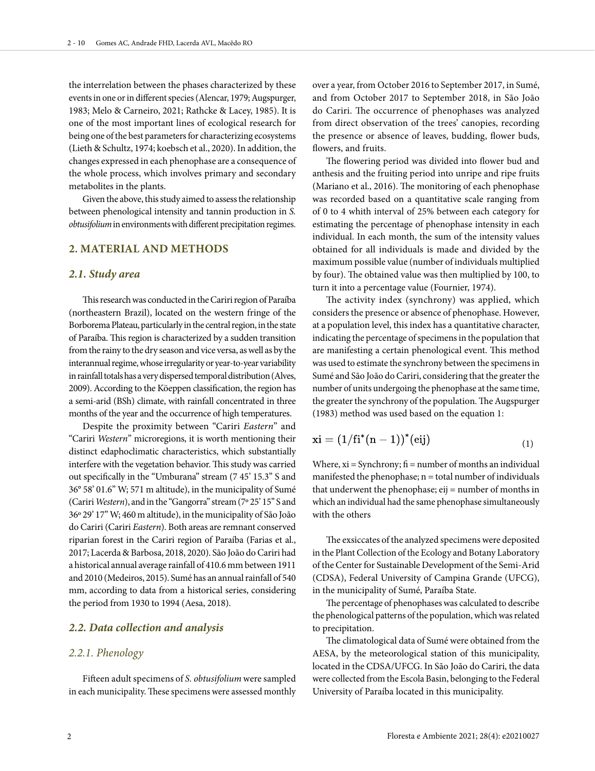the interrelation between the phases characterized by these events in one or in different species (Alencar, 1979; Augspurger, 1983; Melo & Carneiro, 2021; Rathcke & Lacey, 1985). It is one of the most important lines of ecological research for being one of the best parameters for characterizing ecosystems (Lieth & Schultz, 1974; koebsch et al., 2020). In addition, the changes expressed in each phenophase are a consequence of the whole process, which involves primary and secondary metabolites in the plants.

Given the above, this study aimed to assess the relationship between phenological intensity and tannin production in *S. obtusifolium* in environments with different precipitation regimes.

## 2. MATERIAL AND METHODS

### *2.1. Study area*

This research was conducted in the Cariri region of Paraíba (northeastern Brazil), located on the western fringe of the Borborema Plateau, particularly in the central region, in the state of Paraíba. This region is characterized by a sudden transition from the rainy to the dry season and vice versa, as well as by the interannual regime, whose irregularity or year-to-year variability in rainfall totals has a very dispersed temporal distribution (Alves, 2009). According to the Köeppen classification, the region has a semi-arid (BSh) climate, with rainfall concentrated in three months of the year and the occurrence of high temperatures.

Despite the proximity between "Cariri *Eastern*" and "Cariri *Western*" microregions, it is worth mentioning their distinct edaphoclimatic characteristics, which substantially interfere with the vegetation behavior. This study was carried out specifically in the "Umburana" stream (7 45' 15.3" S and 36° 58' 01.6" W; 571 m altitude), in the municipality of Sumé (Cariri *Western*), and in the "Gangorra" stream (7º 25' 15" S and 36º 29' 17" W; 460 m altitude), in the municipality of São João do Cariri (Cariri *Eastern*). Both areas are remnant conserved riparian forest in the Cariri region of Paraíba (Farias et al., 2017; Lacerda & Barbosa, 2018, 2020). São João do Cariri had a historical annual average rainfall of 410.6 mm between 1911 and 2010 (Medeiros, 2015). Sumé has an annual rainfall of 540 mm, according to data from a historical series, considering the period from 1930 to 1994 (Aesa, 2018).

### *2.2. Data collection and analysis*

#### *2.2.1. Phenology*

Fifteen adult specimens of *S. obtusifolium* were sampled in each municipality. These specimens were assessed monthly over a year, from October 2016 to September 2017, in Sumé, and from October 2017 to September 2018, in São João do Cariri. The occurrence of phenophases was analyzed from direct observation of the trees' canopies, recording the presence or absence of leaves, budding, flower buds, flowers, and fruits.

The flowering period was divided into flower bud and anthesis and the fruiting period into unripe and ripe fruits (Mariano et al., 2016). The monitoring of each phenophase was recorded based on a quantitative scale ranging from of 0 to 4 whith interval of 25% between each category for estimating the percentage of phenophase intensity in each individual. In each month, the sum of the intensity values obtained for all individuals is made and divided by the maximum possible value (number of individuals multiplied by four). The obtained value was then multiplied by 100, to turn it into a percentage value (Fournier, 1974).

The activity index (synchrony) was applied, which considers the presence or absence of phenophase. However, at a population level, this index has a quantitative character, indicating the percentage of specimens in the population that are manifesting a certain phenological event. This method was used to estimate the synchrony between the specimens in Sumé and São João do Cariri, considering that the greater the number of units undergoing the phenophase at the same time, the greater the synchrony of the population. The Augspurger (1983) method was used based on the equation 1:

$$xi = (1/fi^{*}(n-1))^{*}(eij) \tag{1}$$

Where, xi = Synchrony; fi = number of months an individual manifested the phenophase; n = total number of individuals that underwent the phenophase; eij = number of months in which an individual had the same phenophase simultaneously with the others

The exsiccates of the analyzed specimens were deposited in the Plant Collection of the Ecology and Botany Laboratory of the Center for Sustainable Development of the Semi-Arid (CDSA), Federal University of Campina Grande (UFCG), in the municipality of Sumé, Paraíba State.

The percentage of phenophases was calculated to describe the phenological patterns of the population, which was related to precipitation.

The climatological data of Sumé were obtained from the AESA, by the meteorological station of this municipality, located in the CDSA/UFCG. In São João do Cariri, the data were collected from the Escola Basin, belonging to the Federal University of Paraíba located in this municipality.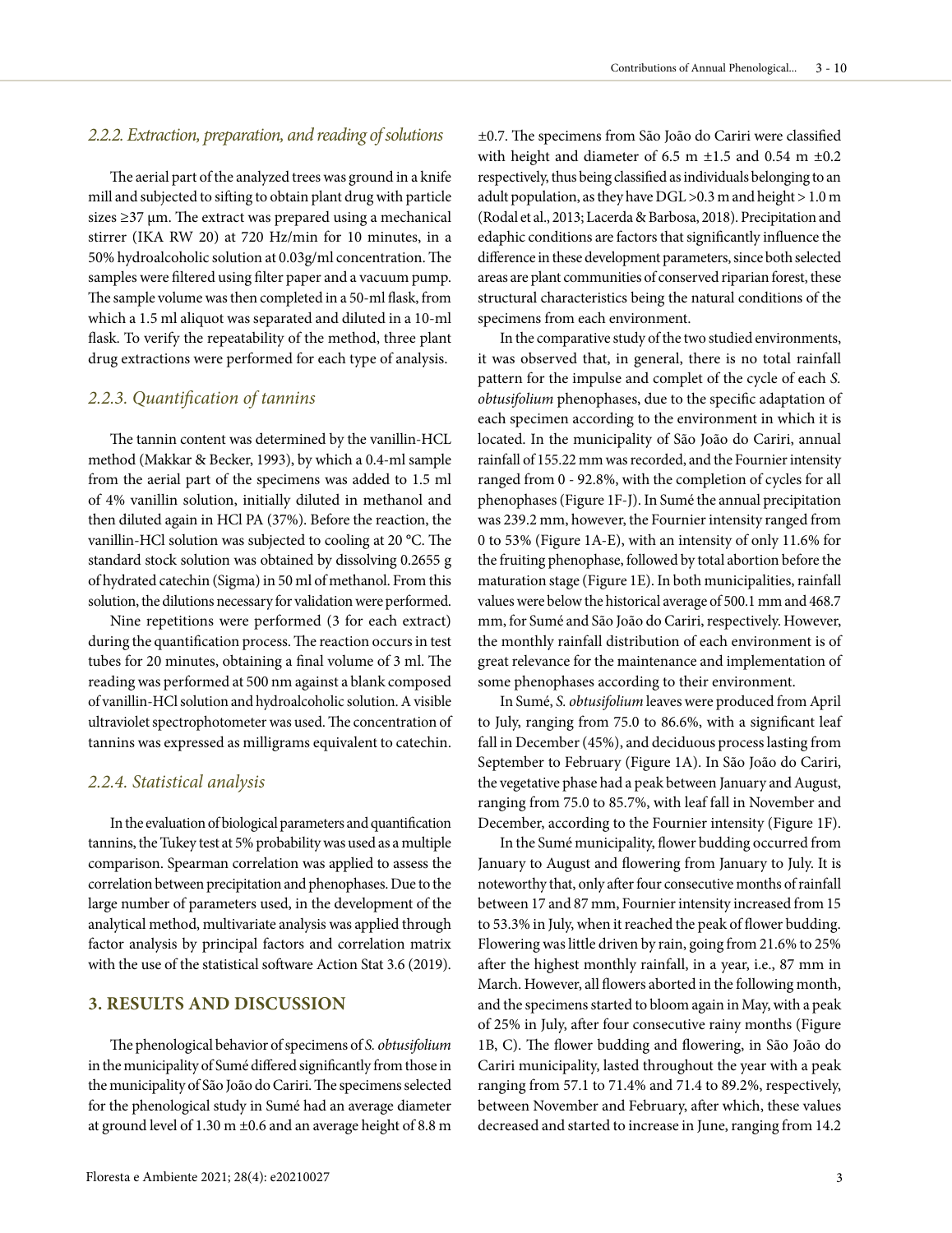### 2.2.2. Extraction, preparation, and reading of solutions

The aerial part of the analyzed trees was ground in a knife mill and subjected to sifting to obtain plant drug with particle sizes ≥37 µm. The extract was prepared using a mechanical stirrer (IKA RW 20) at 720 Hz/min for 10 minutes, in a 50% hydroalcoholic solution at 0.03g/ml concentration. The samples were filtered using filter paper and a vacuum pump. The sample volume was then completed in a 50-ml flask, from which a 1.5 ml aliquot was separated and diluted in a 10-ml flask. To verify the repeatability of the method, three plant drug extractions were performed for each type of analysis.

### 2.2.3. Quantification of tannins

The tannin content was determined by the vanillin-HCL method (Makkar & Becker, 1993), by which a 0.4-ml sample from the aerial part of the specimens was added to 1.5 ml of 4% vanillin solution, initially diluted in methanol and then diluted again in HCl PA (37%). Before the reaction, the vanillin-HCl solution was subjected to cooling at 20 °C. The standard stock solution was obtained by dissolving 0.2655 g of hydrated catechin (Sigma) in 50 ml of methanol. From this solution, the dilutions necessary for validation were performed.

Nine repetitions were performed (3 for each extract) during the quantification process. The reaction occurs in test tubes for 20 minutes, obtaining a final volume of 3 ml. The reading was performed at 500 nm against a blank composed of vanillin-HCl solution and hydroalcoholic solution. A visible ultraviolet spectrophotometer was used. The concentration of tannins was expressed as milligrams equivalent to catechin.

### 2.2.4. Statistical analysis

In the evaluation of biological parameters and quantification tannins, the Tukey test at 5% probability was used as a multiple comparison. Spearman correlation was applied to assess the correlation between precipitation and phenophases. Due to the large number of parameters used, in the development of the analytical method, multivariate analysis was applied through factor analysis by principal factors and correlation matrix with the use of the statistical software Action Stat 3.6 (2019).

## 3. RESULTS AND DISCUSSION

The phenological behavior of specimens of *S. obtusifolium* in the municipality of Sumé differed significantly from those in the municipality of São João do Cariri. The specimens selected for the phenological study in Sumé had an average diameter at ground level of 1.30 m ±0.6 and an average height of 8.8 m ±0.7. The specimens from São João do Cariri were classified with height and diameter of 6.5 m ±1.5 and 0.54 m ±0.2 respectively, thus being classified as individuals belonging to an adult population, as they have DGL >0.3 m and height > 1.0 m (Rodal et al., 2013; Lacerda & Barbosa, 2018). Precipitation and edaphic conditions are factors that significantly influence the difference in these development parameters, since both selected areas are plant communities of conserved riparian forest, these structural characteristics being the natural conditions of the specimens from each environment.

In the comparative study of the two studied environments, it was observed that, in general, there is no total rainfall pattern for the impulse and complet of the cycle of each *S. obtusifolium* phenophases, due to the specific adaptation of each specimen according to the environment in which it is located. In the municipality of São João do Cariri, annual rainfall of 155.22 mm was recorded, and the Fournier intensity ranged from 0 - 92.8%, with the completion of cycles for all phenophases (Figure 1F-J). In Sumé the annual precipitation was 239.2 mm, however, the Fournier intensity ranged from 0 to 53% (Figure 1A-E), with an intensity of only 11.6% for the fruiting phenophase, followed by total abortion before the maturation stage (Figure 1E). In both municipalities, rainfall values were below the historical average of 500.1 mm and 468.7 mm, for Sumé and São João do Cariri, respectively. However, the monthly rainfall distribution of each environment is of great relevance for the maintenance and implementation of some phenophases according to their environment.

In Sumé, *S. obtusifolium* leaves were produced from April to July, ranging from 75.0 to 86.6%, with a significant leaf fall in December (45%), and deciduous process lasting from September to February (Figure 1A). In São João do Cariri, the vegetative phase had a peak between January and August, ranging from 75.0 to 85.7%, with leaf fall in November and December, according to the Fournier intensity (Figure 1F).

In the Sumé municipality, flower budding occurred from January to August and flowering from January to July. It is noteworthy that, only after four consecutive months of rainfall between 17 and 87 mm, Fournier intensity increased from 15 to 53.3% in July, when it reached the peak of flower budding. Flowering was little driven by rain, going from 21.6% to 25% after the highest monthly rainfall, in a year, i.e., 87 mm in March. However, all flowers aborted in the following month, and the specimens started to bloom again in May, with a peak of 25% in July, after four consecutive rainy months (Figure 1B, C). The flower budding and flowering, in São João do Cariri municipality, lasted throughout the year with a peak ranging from 57.1 to 71.4% and 71.4 to 89.2%, respectively, between November and February, after which, these values decreased and started to increase in June, ranging from 14.2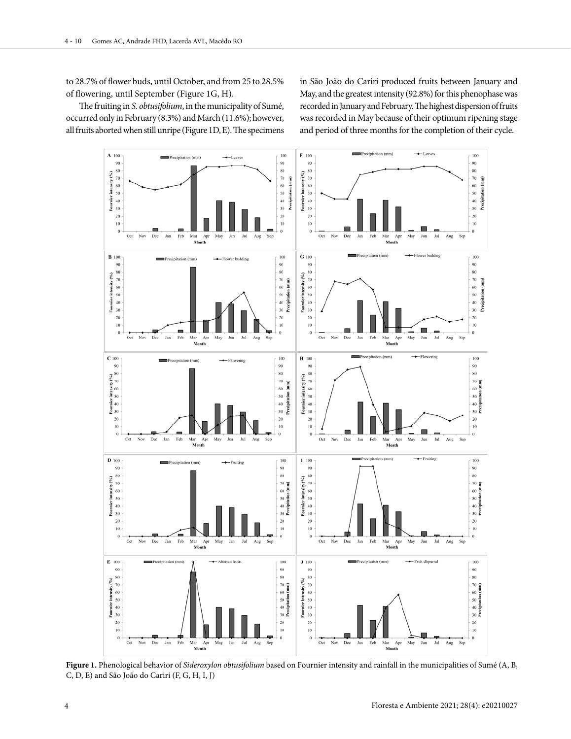to 28.7% of flower buds, until October, and from 25 to 28.5% of flowering, until September (Figure 1G, H).

The fruiting in *S. obtusifolium*, in the municipality of Sumé, occurred only in February (8.3%) and March (11.6%); however, all fruits aborted when still unripe (Figure 1D, E). The specimens in São João do Cariri produced fruits between January and May, and the greatest intensity (92.8%) for this phenophase was recorded in January and February. The highest dispersion of fruits was recorded in May because of their optimum ripening stage and period of three months for the completion of their cycle.

**Figure 1.** Phenological behavior of *Sideroxylon obtusifolium* based on Fournier intensity and rainfall in the municipalities of Sumé (A, B, C, D, E) and São João do Cariri (F, G, H, I, J)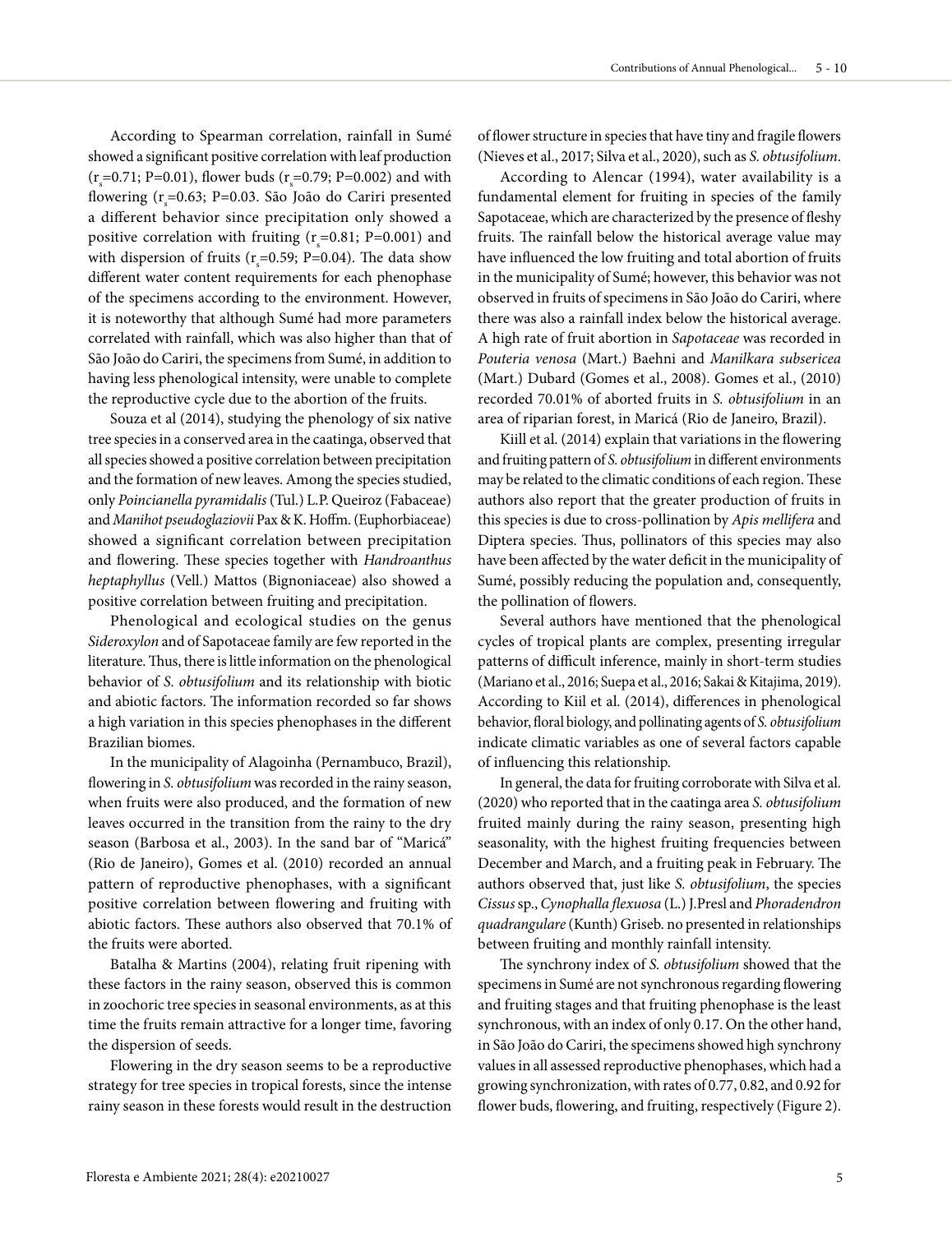According to Spearman correlation, rainfall in Sumé showed a significant positive correlation with leaf production ($r_s$=0.71; P=0.01), flower buds ($r_s$=0.79; P=0.002) and with flowering ($r_s$=0.63; P=0.03. São João do Cariri presented a different behavior since precipitation only showed a positive correlation with fruiting ($r_s$=0.81; P=0.001) and with dispersion of fruits ($r_s$=0.59; P=0.04). The data show different water content requirements for each phenophase of the specimens according to the environment. However, it is noteworthy that although Sumé had more parameters correlated with rainfall, which was also higher than that of São João do Cariri, the specimens from Sumé, in addition to having less phenological intensity, were unable to complete the reproductive cycle due to the abortion of the fruits.

Souza et al (2014), studying the phenology of six native tree species in a conserved area in the caatinga, observed that all species showed a positive correlation between precipitation and the formation of new leaves. Among the species studied, only *Poincianella pyramidalis* (Tul.) L.P. Queiroz (Fabaceae) and *Manihot pseudoglaziovii* Pax & K. Hoffm. (Euphorbiaceae) showed a significant correlation between precipitation and flowering. These species together with *Handroanthus heptaphyllus* (Vell.) Mattos (Bignoniaceae) also showed a positive correlation between fruiting and precipitation.

Phenological and ecological studies on the genus *Sideroxylon* and of Sapotaceae family are few reported in the literature. Thus, there is little information on the phenological behavior of *S. obtusifolium* and its relationship with biotic and abiotic factors. The information recorded so far shows a high variation in this species phenophases in the different Brazilian biomes.

In the municipality of Alagoinha (Pernambuco, Brazil), flowering in *S. obtusifolium* was recorded in the rainy season, when fruits were also produced, and the formation of new leaves occurred in the transition from the rainy to the dry season (Barbosa et al., 2003). In the sand bar of "Maricá" (Rio de Janeiro), Gomes et al. (2010) recorded an annual pattern of reproductive phenophases, with a significant positive correlation between flowering and fruiting with abiotic factors. These authors also observed that 70.1% of the fruits were aborted.

Batalha & Martins (2004), relating fruit ripening with these factors in the rainy season, observed this is common in zoochoric tree species in seasonal environments, as at this time the fruits remain attractive for a longer time, favoring the dispersion of seeds.

Flowering in the dry season seems to be a reproductive strategy for tree species in tropical forests, since the intense rainy season in these forests would result in the destruction of flower structure in species that have tiny and fragile flowers (Nieves et al., 2017; Silva et al., 2020), such as *S. obtusifolium*.

According to Alencar (1994), water availability is a fundamental element for fruiting in species of the family Sapotaceae, which are characterized by the presence of fleshy fruits. The rainfall below the historical average value may have influenced the low fruiting and total abortion of fruits in the municipality of Sumé; however, this behavior was not observed in fruits of specimens in São João do Cariri, where there was also a rainfall index below the historical average. A high rate of fruit abortion in *Sapotaceae* was recorded in *Pouteria venosa* (Mart.) Baehni and *Manilkara subsericea* (Mart.) Dubard (Gomes et al., 2008). Gomes et al., (2010) recorded 70.01% of aborted fruits in *S. obtusifolium* in an area of riparian forest, in Maricá (Rio de Janeiro, Brazil).

Kiill et al. (2014) explain that variations in the flowering and fruiting pattern of *S. obtusifolium* in different environments may be related to the climatic conditions of each region. These authors also report that the greater production of fruits in this species is due to cross-pollination by *Apis mellifera* and Diptera species. Thus, pollinators of this species may also have been affected by the water deficit in the municipality of Sumé, possibly reducing the population and, consequently, the pollination of flowers.

Several authors have mentioned that the phenological cycles of tropical plants are complex, presenting irregular patterns of difficult inference, mainly in short-term studies (Mariano et al., 2016; Suepa et al., 2016; Sakai & Kitajima, 2019). According to Kiil et al. (2014), differences in phenological behavior, floral biology, and pollinating agents of *S. obtusifolium* indicate climatic variables as one of several factors capable of influencing this relationship.

In general, the data for fruiting corroborate with Silva et al. (2020) who reported that in the caatinga area *S. obtusifolium* fruited mainly during the rainy season, presenting high seasonality, with the highest fruiting frequencies between December and March, and a fruiting peak in February. The authors observed that, just like *S. obtusifolium*, the species *Cissus* sp., *Cynophalla flexuosa* (L.) J.Presl and *Phoradendron quadrangulare* (Kunth) Griseb. no presented in relationships between fruiting and monthly rainfall intensity.

The synchrony index of *S. obtusifolium* showed that the specimens in Sumé are not synchronous regarding flowering and fruiting stages and that fruiting phenophase is the least synchronous, with an index of only 0.17. On the other hand, in São João do Cariri, the specimens showed high synchrony values in all assessed reproductive phenophases, which had a growing synchronization, with rates of 0.77, 0.82, and 0.92 for flower buds, flowering, and fruiting, respectively (Figure 2).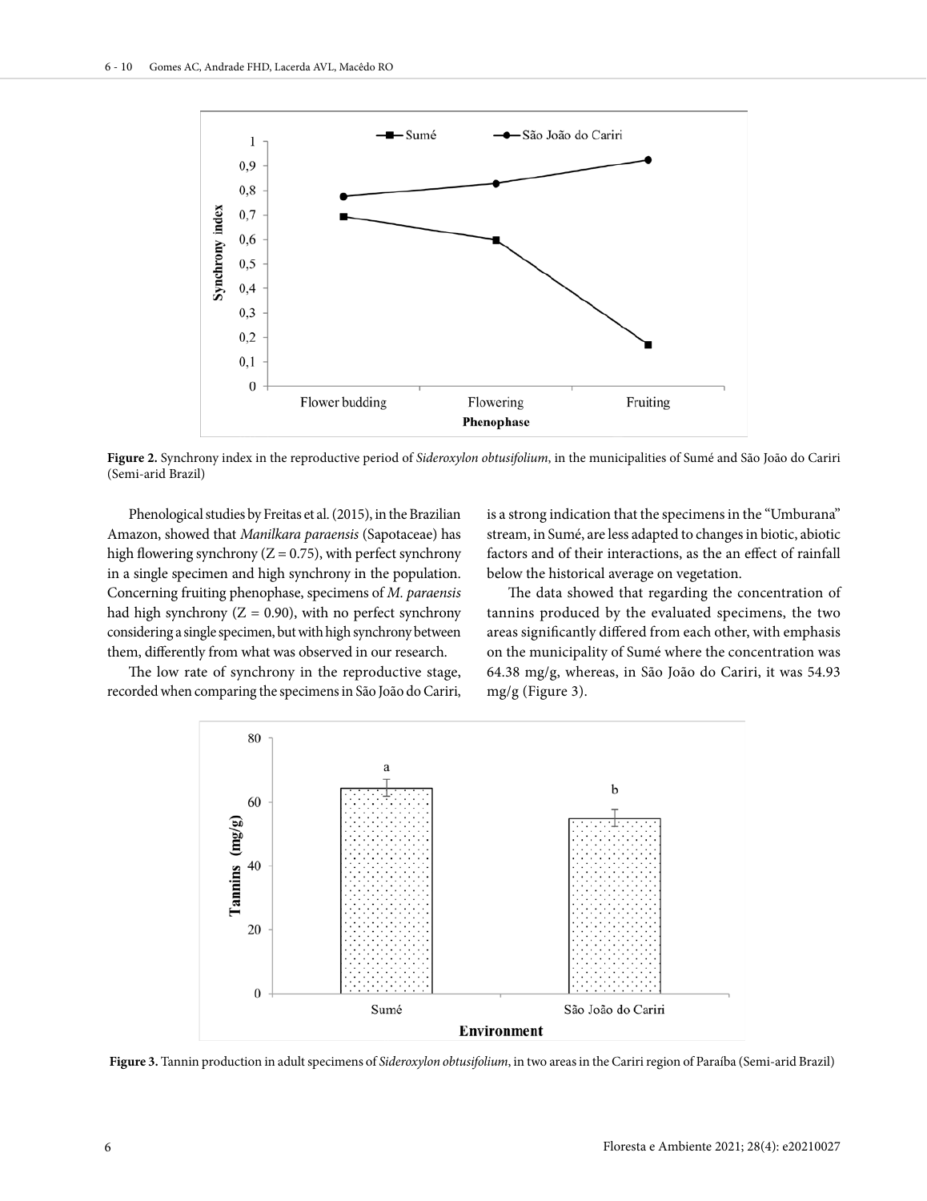**Figure 2.** Synchrony index in the reproductive period of *Sideroxylon obtusifolium*, in the municipalities of Sumé and São João do Cariri (Semi-arid Brazil)

Phenological studies by Freitas et al. (2015), in the Brazilian Amazon, showed that *Manilkara paraensis* (Sapotaceae) has high flowering synchrony (Z = 0.75), with perfect synchrony in a single specimen and high synchrony in the population. Concerning fruiting phenophase, specimens of *M. paraensis* had high synchrony (Z = 0.90), with no perfect synchrony considering a single specimen, but with high synchrony between them, differently from what was observed in our research.

The low rate of synchrony in the reproductive stage, recorded when comparing the specimens in São João do Cariri, is a strong indication that the specimens in the "Umburana" stream, in Sumé, are less adapted to changes in biotic, abiotic factors and of their interactions, as the an effect of rainfall below the historical average on vegetation.

The data showed that regarding the concentration of tannins produced by the evaluated specimens, the two areas significantly differed from each other, with emphasis on the municipality of Sumé where the concentration was 64.38 mg/g, whereas, in São João do Cariri, it was 54.93 mg/g (Figure 3).

**Figure 3.** Tannin production in adult specimens of *Sideroxylon obtusifolium*, in two areas in the Cariri region of Paraíba (Semi-arid Brazil)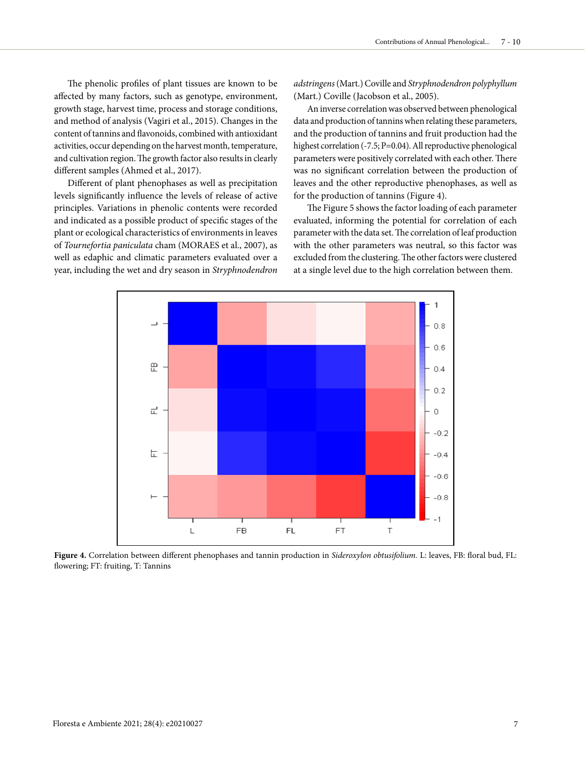The phenolic profiles of plant tissues are known to be affected by many factors, such as genotype, environment, growth stage, harvest time, process and storage conditions, and method of analysis (Vagiri et al., 2015). Changes in the content of tannins and flavonoids, combined with antioxidant activities, occur depending on the harvest month, temperature, and cultivation region. The growth factor also results in clearly different samples (Ahmed et al., 2017).

Different of plant phenophases as well as precipitation levels significantly influence the levels of release of active principles. Variations in phenolic contents were recorded and indicated as a possible product of specific stages of the plant or ecological characteristics of environments in leaves of *Tournefortia paniculata* cham (MORAES et al., 2007), as well as edaphic and climatic parameters evaluated over a year, including the wet and dry season in *Stryphnodendron adstringens* (Mart.) Coville and *Stryphnodendron polyphyllum* (Mart.) Coville (Jacobson et al., 2005).

An inverse correlation was observed between phenological data and production of tannins when relating these parameters, and the production of tannins and fruit production had the highest correlation (-7.5; P=0.04). All reproductive phenological parameters were positively correlated with each other. There was no significant correlation between the production of leaves and the other reproductive phenophases, as well as for the production of tannins (Figure 4).

The Figure 5 shows the factor loading of each parameter evaluated, informing the potential for correlation of each parameter with the data set. The correlation of leaf production with the other parameters was neutral, so this factor was excluded from the clustering. The other factors were clustered at a single level due to the high correlation between them.

**Figure 4.** Correlation between different phenophases and tannin production in *Sideroxylon obtusifolium.* L: leaves, FB: floral bud, FL: flowering; FT: fruiting, T: Tannins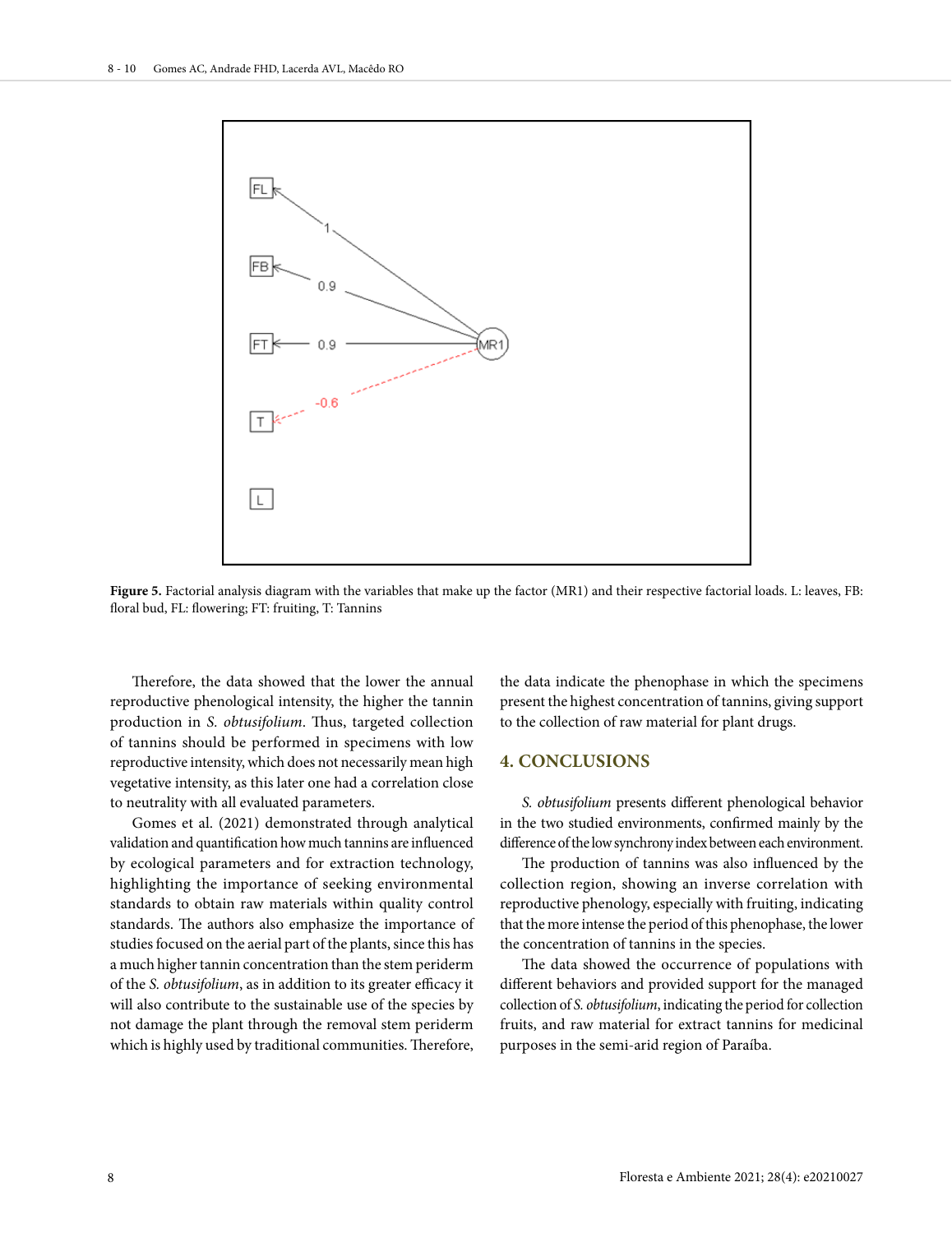Figure 5. Factorial analysis diagram with the variables that make up the factor (MR1) and their respective factorial loads. L: leaves, FB: floral bud, FL: flowering; FT: fruiting, T: Tannins

Therefore, the data showed that the lower the annual reproductive phenological intensity, the higher the tannin production in *S. obtusifolium*. Thus, targeted collection of tannins should be performed in specimens with low reproductive intensity, which does not necessarily mean high vegetative intensity, as this later one had a correlation close to neutrality with all evaluated parameters.

Gomes et al. (2021) demonstrated through analytical validation and quantification how much tannins are influenced by ecological parameters and for extraction technology, highlighting the importance of seeking environmental standards to obtain raw materials within quality control standards. The authors also emphasize the importance of studies focused on the aerial part of the plants, since this has a much higher tannin concentration than the stem periderm of the *S. obtusifolium*, as in addition to its greater efficacy it will also contribute to the sustainable use of the species by not damage the plant through the removal stem periderm which is highly used by traditional communities. Therefore, the data indicate the phenophase in which the specimens present the highest concentration of tannins, giving support to the collection of raw material for plant drugs.

## 4. CONCLUSIONS

*S. obtusifolium* presents different phenological behavior in the two studied environments, confirmed mainly by the difference of the low synchrony index between each environment.

The production of tannins was also influenced by the collection region, showing an inverse correlation with reproductive phenology, especially with fruiting, indicating that the more intense the period of this phenophase, the lower the concentration of tannins in the species.

The data showed the occurrence of populations with different behaviors and provided support for the managed collection of *S. obtusifolium*, indicating the period for collection fruits, and raw material for extract tannins for medicinal purposes in the semi-arid region of Paraíba.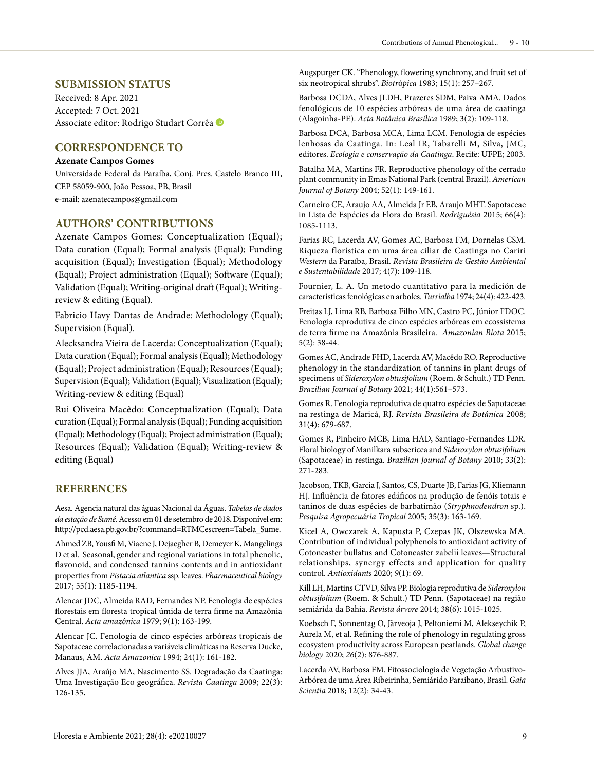## SUBMISSION STATUS

Received: 8 Apr. 2021
Accepted: 7 Oct. 2021
Associate editor: Rodrigo Studart Corrêa

## CORRESPONDENCE TO

**Azenate Campos Gomes**

Universidade Federal da Paraíba, Conj. Pres. Castelo Branco III, CEP 58059-900, João Pessoa, PB, Brasil
e-mail: azenatecampos@gmail.com

## AUTHORS' CONTRIBUTIONS

Azenate Campos Gomes: Conceptualization (Equal); Data curation (Equal); Formal analysis (Equal); Funding acquisition (Equal); Investigation (Equal); Methodology (Equal); Project administration (Equal); Software (Equal); Validation (Equal); Writing-original draft (Equal); Writing-review & editing (Equal).

Fabricio Havy Dantas de Andrade: Methodology (Equal); Supervision (Equal).

Alecksandra Vieira de Lacerda: Conceptualization (Equal); Data curation (Equal); Formal analysis (Equal); Methodology (Equal); Project administration (Equal); Resources (Equal); Supervision (Equal); Validation (Equal); Visualization (Equal); Writing-review & editing (Equal)

Rui Oliveira Macêdo: Conceptualization (Equal); Data curation (Equal); Formal analysis (Equal); Funding acquisition (Equal); Methodology (Equal); Project administration (Equal); Resources (Equal); Validation (Equal); Writing-review & editing (Equal)

## REFERENCES

Aesa. Agencia natural das águas Nacional da Águas. *Tabelas de dados da estação de Sumé*. Acesso em 01 de setembro de 2018**.** Disponível em: http://pcd.aesa.pb.gov.br/?command=RTMCescreen=Tabela_Sume.

Ahmed ZB, Yousfi M, Viaene J, Dejaegher B, Demeyer K, Mangelings D et al. Seasonal, gender and regional variations in total phenolic, flavonoid, and condensed tannins contents and in antioxidant properties from *Pistacia atlantica* ssp. leaves. *Pharmaceutical biology* 2017; 55(1): 1185-1194.

Alencar JDC, Almeida RAD, Fernandes NP. Fenologia de espécies florestais em floresta tropical úmida de terra firme na Amazônia Central. *Acta amazônica* 1979; 9(1): 163-199.

Alencar JC. Fenologia de cinco espécies arbóreas tropicais de Sapotaceae correlacionadas a variáveis climáticas na Reserva Ducke, Manaus, AM. *Acta Amazonica* 1994; 24(1): 161-182.

Alves JJA, Araújo MA, Nascimento SS. Degradação da Caatinga: Uma Investigação Eco geográfica. *Revista Caatinga* 2009; 22(3): 126-135**.**

Augspurger CK. "Phenology, flowering synchrony, and fruit set of six neotropical shrubs". *Biotrópica* 1983; 15(1): 257–267.

Barbosa DCDA, Alves JLDH, Prazeres SDM, Paiva AMA. Dados fenológicos de 10 espécies arbóreas de uma área de caatinga (Alagoinha-PE). *Acta Botânica Brasílica* 1989; 3(2): 109-118.

Barbosa DCA, Barbosa MCA, Lima LCM. Fenologia de espécies lenhosas da Caatinga. In: Leal IR, Tabarelli M, Silva, JMC, editores. *Ecologia e conservação da Caatinga*. Recife: UFPE; 2003.

Batalha MA, Martins FR. Reproductive phenology of the cerrado plant community in Emas National Park (central Brazil). *American Journal of Botany* 2004; 52(1): 149-161.

Carneiro CE, Araujo AA, Almeida Jr EB, Araujo MHT. Sapotaceae in Lista de Espécies da Flora do Brasil. *Rodriguésia* 2015; 66(4): 1085-1113.

Farias RC, Lacerda AV, Gomes AC, Barbosa FM, Dornelas CSM. Riqueza florística em uma área ciliar de Caatinga no Cariri *Western* da Paraíba, Brasil. *Revista Brasileira de Gestão Ambiental e Sustentabilidade* 2017; 4(7): 109-118.

Fournier, L. A. Un metodo cuantitativo para la medición de características fenológicas en arboles. *Turrialba* 1974; 24(4): 422-423.

Freitas LJ, Lima RB, Barbosa Filho MN, Castro PC, Júnior FDOC. Fenologia reprodutiva de cinco espécies arbóreas em ecossistema de terra firme na Amazônia Brasileira. *Amazonian Biota* 2015; 5(2): 38-44.

Gomes AC, Andrade FHD, Lacerda AV, Macêdo RO. Reproductive phenology in the standardization of tannins in plant drugs of specimens of *Sideroxylon obtusifolium* (Roem. & Schult.) TD Penn. *Brazilian Journal of Botany* 2021; 44(1):561–573.

Gomes R. Fenologia reprodutiva de quatro espécies de Sapotaceae na restinga de Maricá, RJ. *Revista Brasileira de Botânica* 2008; 31(4): 679-687.

Gomes R, Pinheiro MCB, Lima HAD, Santiago-Fernandes LDR. Floral biology of Manilkara subsericea and *Sideroxylon obtusifolium* (Sapotaceae) in restinga. *Brazilian Journal of Botany* 2010; *33*(2): 271-283.

Jacobson, TKB, Garcia J, Santos, CS, Duarte JB, Farias JG, Kliemann HJ. Influência de fatores edáficos na produção de fenóis totais e taninos de duas espécies de barbatimão (*Stryphnodendron* sp.). *Pesquisa Agropecuária Tropical* 2005; 35(3): 163-169.

Kicel A, Owczarek A, Kapusta P, Czepas JK, Olszewska MA. Contribution of individual polyphenols to antioxidant activity of Cotoneaster bullatus and Cotoneaster zabelii leaves—Structural relationships, synergy effects and application for quality control. *Antioxidants* 2020; *9*(1): 69.

Kill LH, Martins CTVD, Silva PP. Biologia reprodutiva de *Sideroxylon obtusifolium* (Roem. & Schult.) TD Penn. (Sapotaceae) na região semiárida da Bahia. *Revista árvore* 2014; 38(6): 1015-1025.

Koebsch F, Sonnentag O, Järveoja J, Peltoniemi M, Alekseychik P, Aurela M, et al. Refining the role of phenology in regulating gross ecosystem productivity across European peatlands. *Global change biology* 2020; *26*(2): 876-887.

Lacerda AV, Barbosa FM. Fitossociologia de Vegetação Arbustivo-Arbórea de uma Área Ribeirinha, Semiárido Paraibano, Brasil. *Gaia Scientia* 2018; 12(2): 34-43.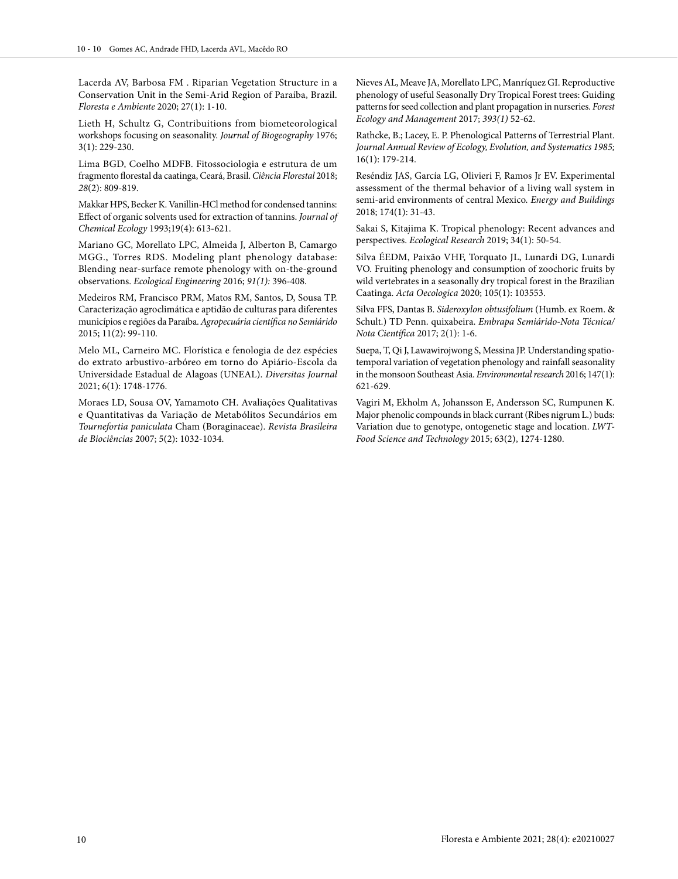Lacerda AV, Barbosa FM . Riparian Vegetation Structure in a Conservation Unit in the Semi-Arid Region of Paraíba, Brazil. *Floresta e Ambiente* 2020; 27(1): 1-10.

Lieth H, Schultz G, Contribuitions from biometeorological workshops focusing on seasonality. *Journal of Biogeography* 1976; 3(1): 229-230.

Lima BGD, Coelho MDFB. Fitossociologia e estrutura de um fragmento florestal da caatinga, Ceará, Brasil. *Ciência Florestal* 2018; *28*(2): 809-819.

Makkar HPS, Becker K. Vanillin-HCl method for condensed tannins: Effect of organic solvents used for extraction of tannins. *Journal of Chemical Ecology* 1993;19(4): 613-621.

Mariano GC, Morellato LPC, Almeida J, Alberton B, Camargo MGG., Torres RDS. Modeling plant phenology database: Blending near-surface remote phenology with on-the-ground observations. *Ecological Engineering* 2016; *91(1)*: 396-408.

Medeiros RM, Francisco PRM, Matos RM, Santos, D, Sousa TP. Caracterização agroclimática e aptidão de culturas para diferentes municípios e regiões da Paraíba. *Agropecuária científica no Semiárido* 2015; 11(2): 99-110.

Melo ML, Carneiro MC. Florística e fenologia de dez espécies do extrato arbustivo-arbóreo em torno do Apiário-Escola da Universidade Estadual de Alagoas (UNEAL). *Diversitas Journal* 2021; 6(1): 1748-1776.

Moraes LD, Sousa OV, Yamamoto CH. Avaliações Qualitativas e Quantitativas da Variação de Metabólitos Secundários em *Tournefortia paniculata* Cham (Boraginaceae). *Revista Brasileira de Biociências* 2007; 5(2): 1032-1034.

Nieves AL, Meave JA, Morellato LPC, Manríquez GI. Reproductive phenology of useful Seasonally Dry Tropical Forest trees: Guiding patterns for seed collection and plant propagation in nurseries. *Forest Ecology and Management* 2017; *393(1)* 52-62.

Rathcke, B.; Lacey, E. P. Phenological Patterns of Terrestrial Plant. *Journal Annual Review of Ecology, Evolution, and Systematics 1985;* 16(1): 179-214.

Reséndiz JAS, García LG, Olivieri F, Ramos Jr EV. Experimental assessment of the thermal behavior of a living wall system in semi-arid environments of central Mexico. *Energy and Buildings* 2018; 174(1): 31-43.

Sakai S, Kitajima K. Tropical phenology: Recent advances and perspectives. *Ecological Research* 2019; 34(1): 50-54.

Silva ÉEDM, Paixão VHF, Torquato JL, Lunardi DG, Lunardi VO. Fruiting phenology and consumption of zoochoric fruits by wild vertebrates in a seasonally dry tropical forest in the Brazilian Caatinga. *Acta Oecologica* 2020; 105(1): 103553.

Silva FFS, Dantas B. *Sideroxylon obtusifolium* (Humb. ex Roem. & Schult.) TD Penn. quixabeira. *Embrapa Semiárido-Nota Técnica/ Nota Científica* 2017; 2(1): 1-6.

Suepa, T, Qi J, Lawawirojwong S, Messina JP. Understanding spatio-temporal variation of vegetation phenology and rainfall seasonality in the monsoon Southeast Asia. *Environmental research* 2016; 147(1): 621-629.

Vagiri M, Ekholm A, Johansson E, Andersson SC, Rumpunen K. Major phenolic compounds in black currant (Ribes nigrum L.) buds: Variation due to genotype, ontogenetic stage and location. *LWT-Food Science and Technology* 2015; 63(2), 1274-1280.